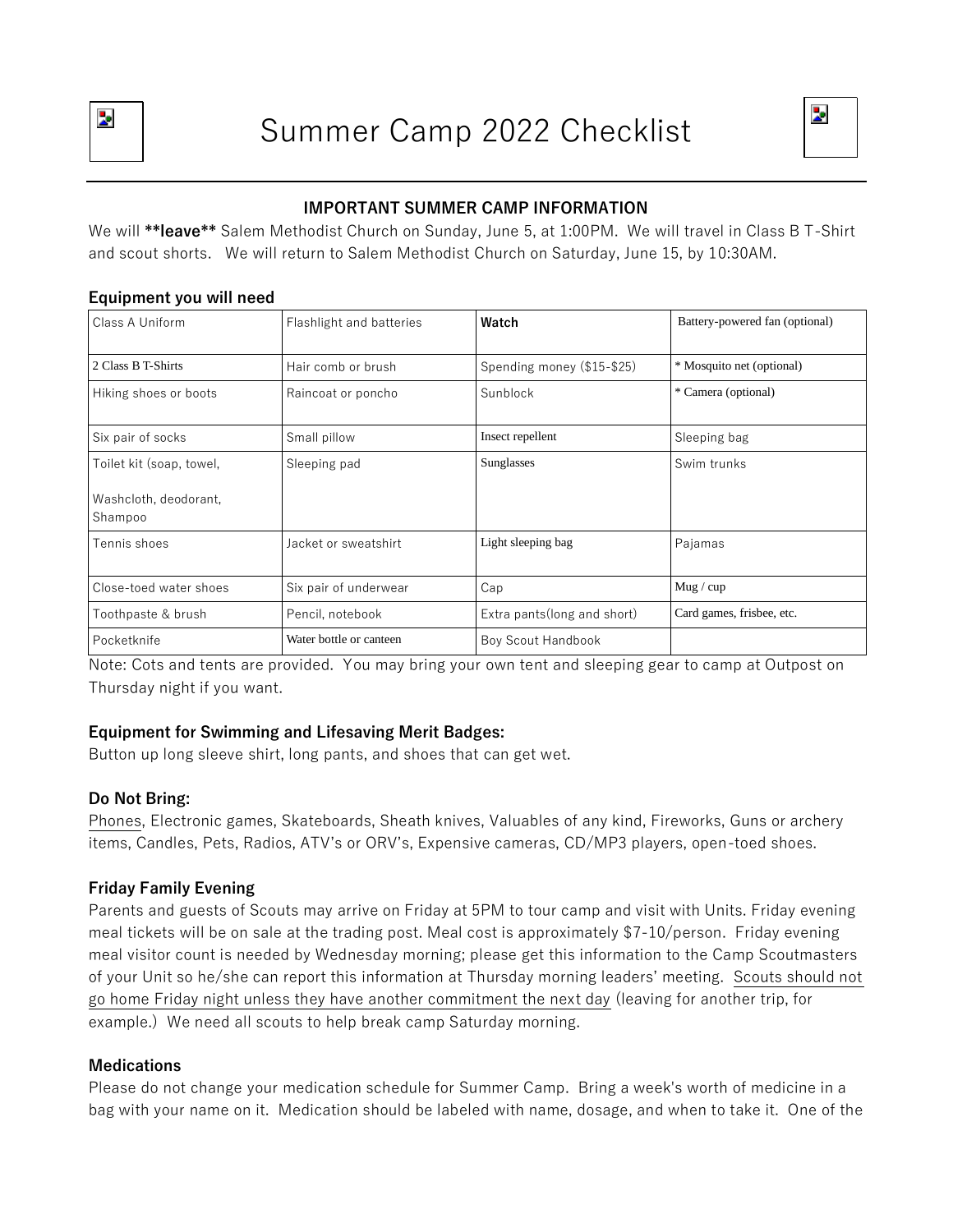# Summer Camp 2022 Checklist

### IMPORTANT SUMMER CAMP INFORMATION

We will **\*\*leave\*\*** Salem Methodist Church on Sunday, June 5, at 1:00PM. We will travel in Class B T-Shirt and scout shorts. We will return to Salem Methodist Church on Saturday, June 15, by 10:30AM.

### Equipment you will need

| Class A Uniform | Flashlight and batteries | **Watch** | Battery-powered fan (optional) |
|---|---|---|---|
| 2 Class B T-Shirts | Hair comb or brush | Spending money ($15-$25) | * Mosquito net (optional) |
| Hiking shoes or boots | Raincoat or poncho | Sunblock | * Camera (optional) |
| Six pair of socks | Small pillow | Insect repellent | Sleeping bag |
| Toilet kit (soap, towel, Washcloth, deodorant, Shampoo | Sleeping pad | Sunglasses | Swim trunks |
| Tennis shoes | Jacket or sweatshirt | Light sleeping bag | Pajamas |
| Close-toed water shoes | Six pair of underwear | Cap | Mug / cup |
| Toothpaste & brush | Pencil, notebook | Extra pants(long and short) | Card games, frisbee, etc. |
| Pocketknife | Water bottle or canteen | Boy Scout Handbook | |

Note: Cots and tents are provided. You may bring your own tent and sleeping gear to camp at Outpost on Thursday night if you want.

### Equipment for Swimming and Lifesaving Merit Badges:

Button up long sleeve shirt, long pants, and shoes that can get wet.

### Do Not Bring:

Phones, Electronic games, Skateboards, Sheath knives, Valuables of any kind, Fireworks, Guns or archery items, Candles, Pets, Radios, ATV's or ORV's, Expensive cameras, CD/MP3 players, open-toed shoes.

### Friday Family Evening

Parents and guests of Scouts may arrive on Friday at 5PM to tour camp and visit with Units. Friday evening meal tickets will be on sale at the trading post. Meal cost is approximately $7-10/person. Friday evening meal visitor count is needed by Wednesday morning; please get this information to the Camp Scoutmasters of your Unit so he/she can report this information at Thursday morning leaders' meeting. Scouts should not go home Friday night unless they have another commitment the next day (leaving for another trip, for example.) We need all scouts to help break camp Saturday morning.

### Medications

Please do not change your medication schedule for Summer Camp. Bring a week's worth of medicine in a bag with your name on it. Medication should be labeled with name, dosage, and when to take it. One of the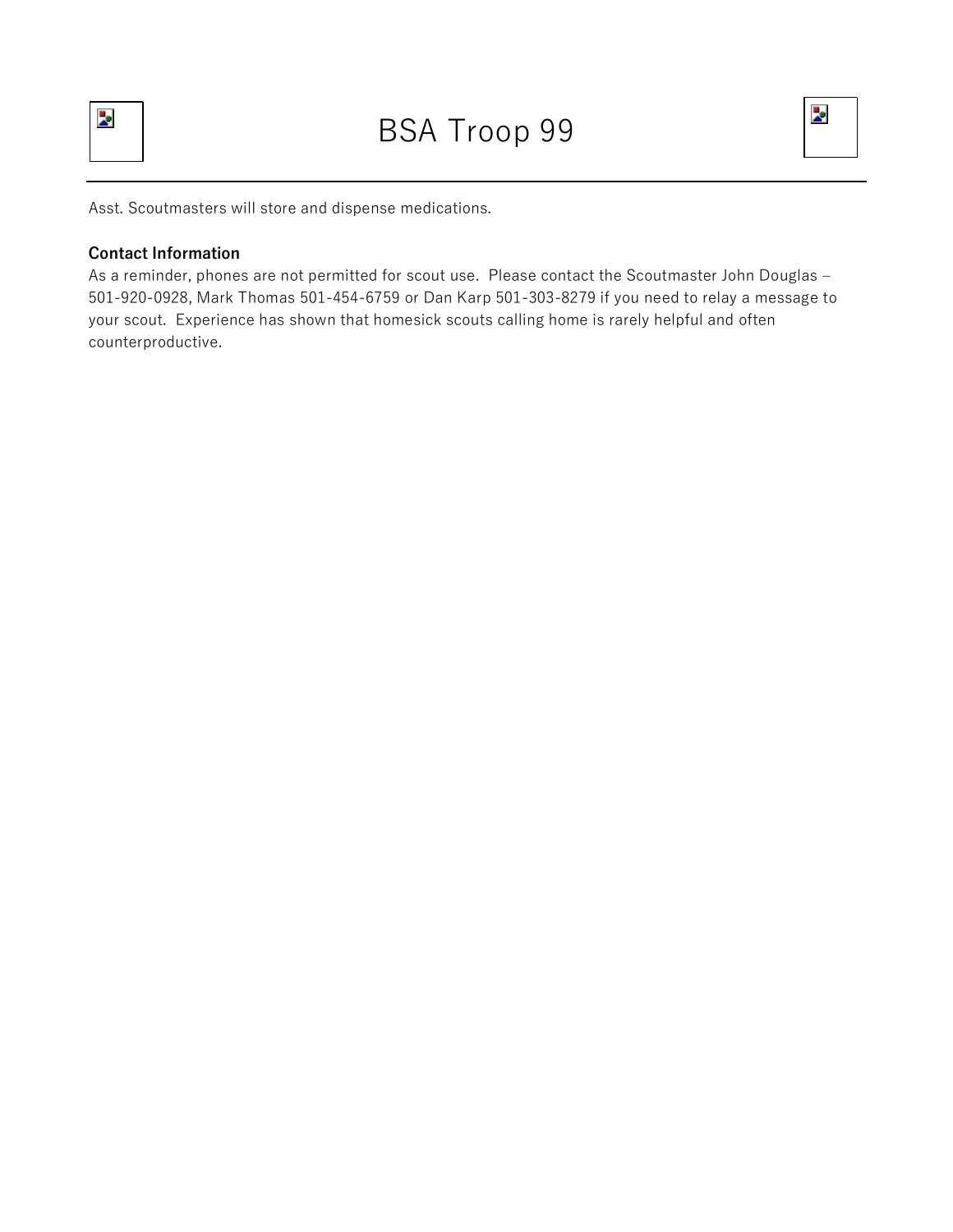Asst. Scoutmasters will store and dispense medications.

**Contact Information**

As a reminder, phones are not permitted for scout use.  Please contact the Scoutmaster John Douglas – 501-920-0928, Mark Thomas 501-454-6759 or Dan Karp 501-303-8279 if you need to relay a message to your scout.  Experience has shown that homesick scouts calling home is rarely helpful and often counterproductive.